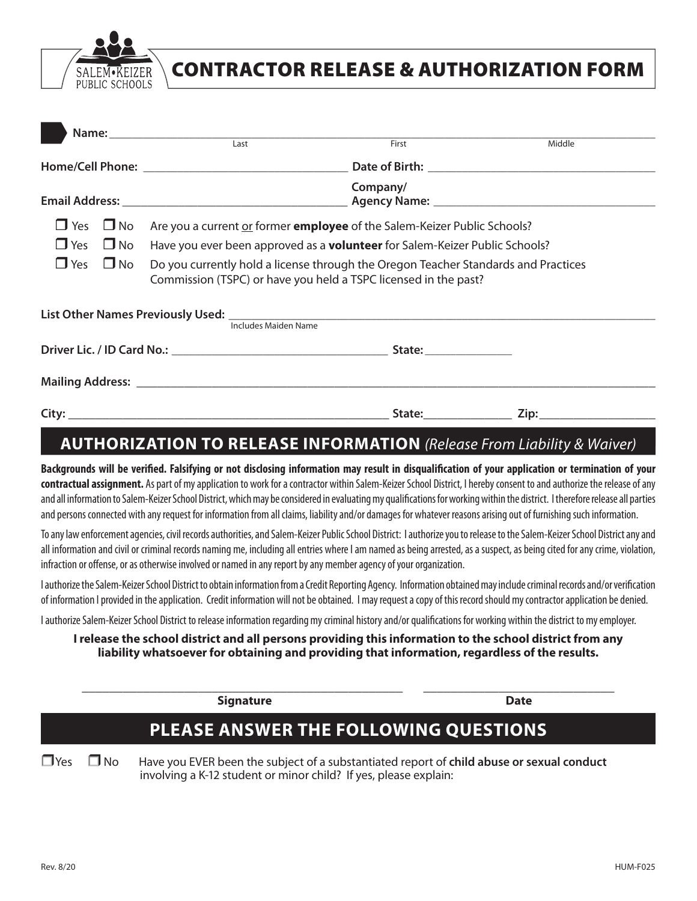SALEM•KEIZER PUBLIC SCHOOLS

# CONTRACTOR RELEASE & AUTHORIZATION FORM

**Name:** ______________________________________________________________
Last First Middle

**Home/Cell Phone:** ______________________ **Date of Birth:** ______________________

**Email Address:** ______________________ **Company/ Agency Name:** ______________________

☐ Yes ☐ No Are you a current or former **employee** of the Salem-Keizer Public Schools?

☐ Yes ☐ No Have you ever been approved as a **volunteer** for Salem-Keizer Public Schools?

☐ Yes ☐ No Do you currently hold a license through the Oregon Teacher Standards and Practices Commission (TSPC) or have you held a TSPC licensed in the past?

**List Other Names Previously Used:** ______________________________________
Includes Maiden Name

**Driver Lic. / ID Card No.:** ______________________ **State:** __________

**Mailing Address:** ______________________________________________________

**City:** ______________________ **State:** __________ **Zip:** __________

## AUTHORIZATION TO RELEASE INFORMATION *(Release From Liability & Waiver)*

**Backgrounds will be verified. Falsifying or not disclosing information may result in disqualification of your application or termination of your contractual assignment.** As part of my application to work for a contractor within Salem-Keizer School District, I hereby consent to and authorize the release of any and all information to Salem-Keizer School District, which may be considered in evaluating my qualifications for working within the district. I therefore release all parties and persons connected with any request for information from all claims, liability and/or damages for whatever reasons arising out of furnishing such information.

To any law enforcement agencies, civil records authorities, and Salem-Keizer Public School District: I authorize you to release to the Salem-Keizer School District any and all information and civil or criminal records naming me, including all entries where I am named as being arrested, as a suspect, as being cited for any crime, violation, infraction or offense, or as otherwise involved or named in any report by any member agency of your organization.

I authorize the Salem-Keizer School District to obtain information from a Credit Reporting Agency. Information obtained may include criminal records and/or verification of information I provided in the application. Credit information will not be obtained. I may request a copy of this record should my contractor application be denied.

I authorize Salem-Keizer School District to release information regarding my criminal history and/or qualifications for working within the district to my employer.

**I release the school district and all persons providing this information to the school district from any liability whatsoever for obtaining and providing that information, regardless of the results.**

______________________________ ______________________
**Signature** **Date**

## PLEASE ANSWER THE FOLLOWING QUESTIONS

☐ Yes ☐ No Have you EVER been the subject of a substantiated report of **child abuse or sexual conduct** involving a K-12 student or minor child? If yes, please explain:

Rev. 8/20 HUM-F025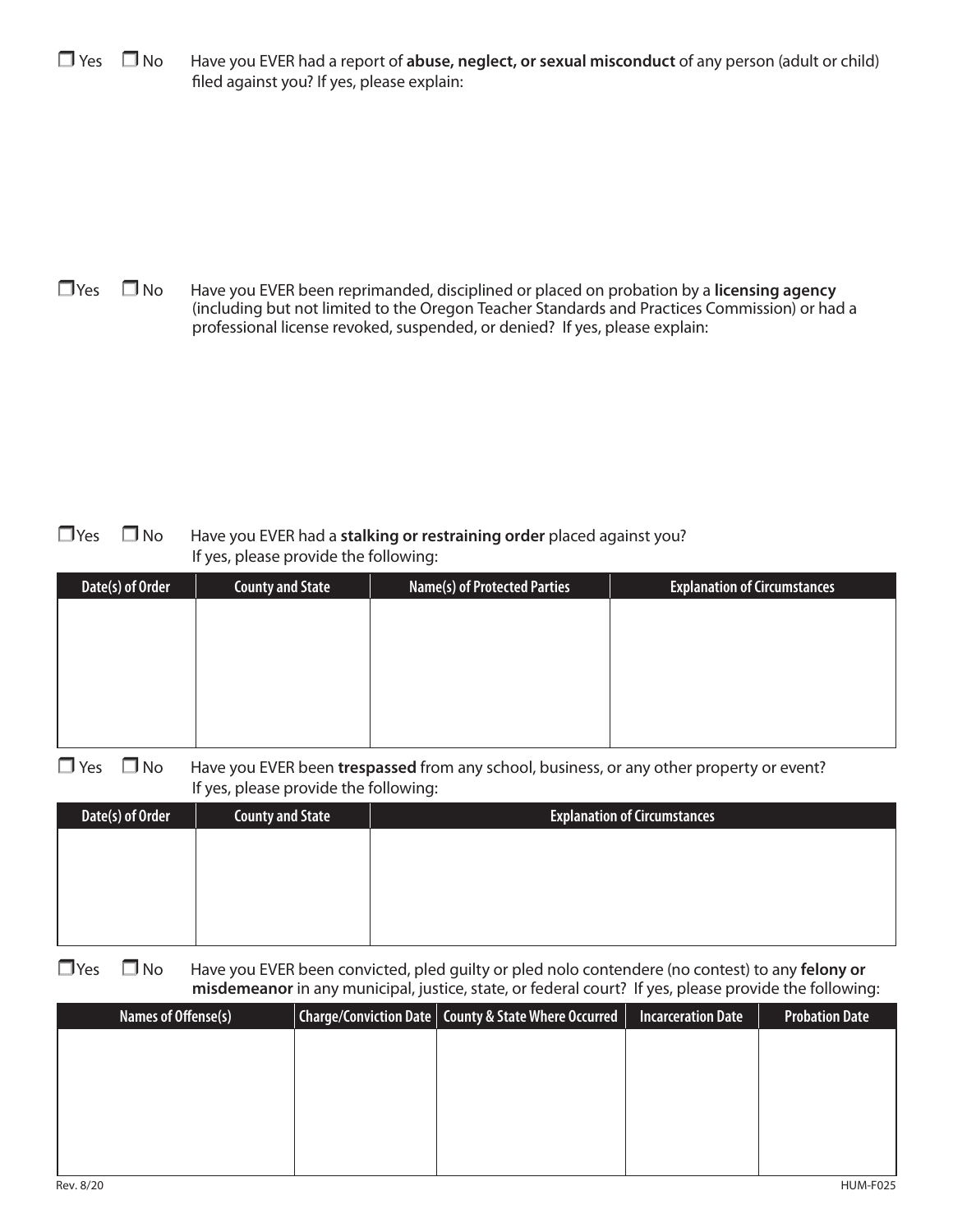☐ Yes ☐ No Have you EVER had a report of **abuse, neglect, or sexual misconduct** of any person (adult or child) filed against you? If yes, please explain:

☐ Yes ☐ No Have you EVER been reprimanded, disciplined or placed on probation by a **licensing agency** (including but not limited to the Oregon Teacher Standards and Practices Commission) or had a professional license revoked, suspended, or denied? If yes, please explain:

☐ Yes ☐ No Have you EVER had a **stalking or restraining order** placed against you? If yes, please provide the following:

| Date(s) of Order | County and State | Name(s) of Protected Parties | Explanation of Circumstances |
| --- | --- | --- | --- |
| | | | |

☐ Yes ☐ No Have you EVER been **trespassed** from any school, business, or any other property or event? If yes, please provide the following:

| Date(s) of Order | County and State | Explanation of Circumstances |
| --- | --- | --- |
| | | |

☐ Yes ☐ No Have you EVER been convicted, pled guilty or pled nolo contendere (no contest) to any **felony or misdemeanor** in any municipal, justice, state, or federal court? If yes, please provide the following:

| Names of Offense(s) | Charge/Conviction Date | County & State Where Occurred | Incarceration Date | Probation Date |
| --- | --- | --- | --- | --- |
| | | | | |

Rev. 8/20 HUM-F025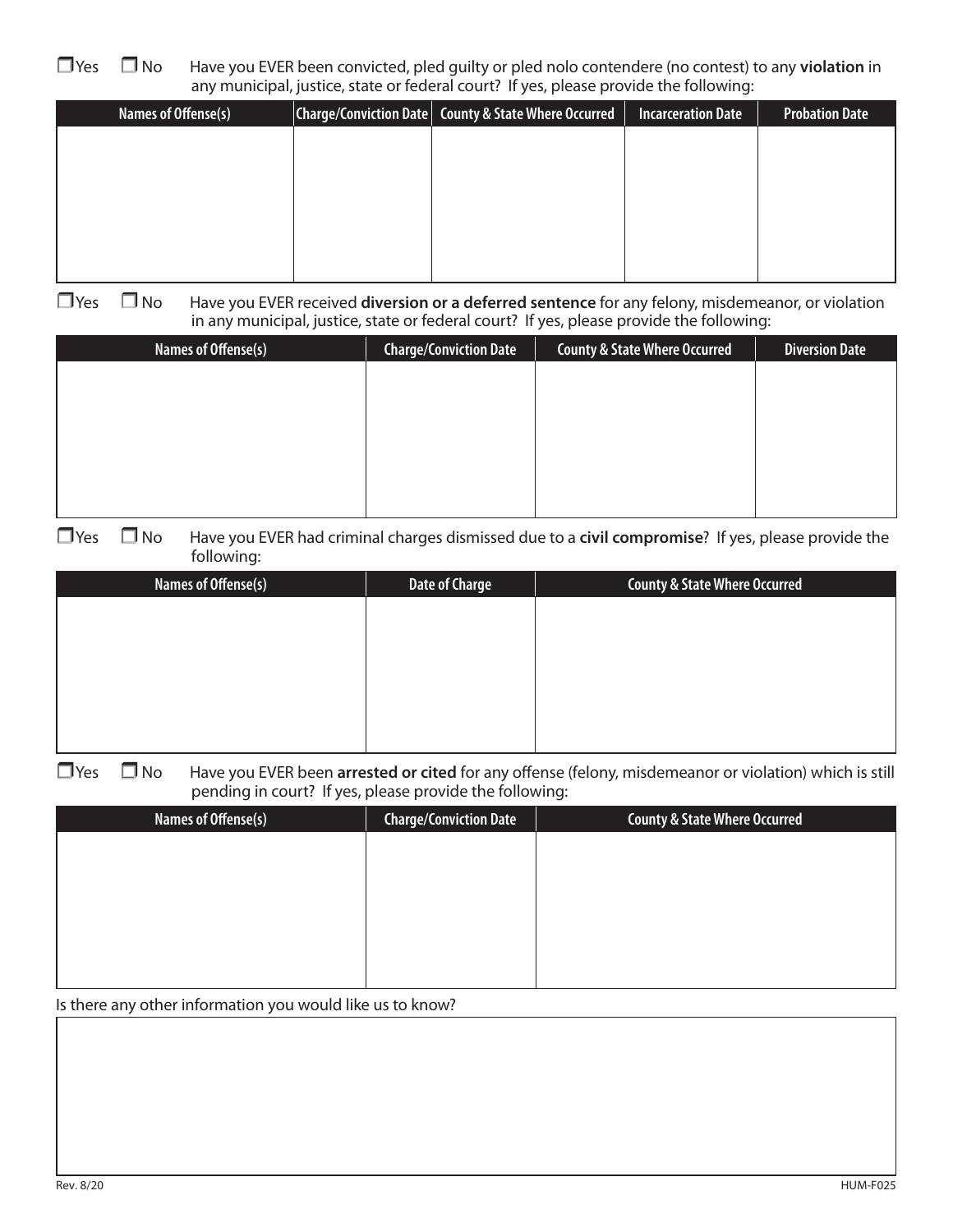☐ Yes ☐ No Have you EVER been convicted, pled guilty or pled nolo contendere (no contest) to any **violation** in any municipal, justice, state or federal court? If yes, please provide the following:

| Names of Offense(s) | Charge/Conviction Date | County & State Where Occurred | Incarceration Date | Probation Date |
|---|---|---|---|---|
| | | | | |

☐ Yes ☐ No Have you EVER received **diversion or a deferred sentence** for any felony, misdemeanor, or violation in any municipal, justice, state or federal court? If yes, please provide the following:

| Names of Offense(s) | Charge/Conviction Date | County & State Where Occurred | Diversion Date |
|---|---|---|---|
| | | | |

☐ Yes ☐ No Have you EVER had criminal charges dismissed due to a **civil compromise**? If yes, please provide the following:

| Names of Offense(s) | Date of Charge | County & State Where Occurred |
|---|---|---|
| | | |

☐ Yes ☐ No Have you EVER been **arrested or cited** for any offense (felony, misdemeanor or violation) which is still pending in court? If yes, please provide the following:

| Names of Offense(s) | Charge/Conviction Date | County & State Where Occurred |
|---|---|---|
| | | |

Is there any other information you would like us to know?

Rev. 8/20

HUM-F025